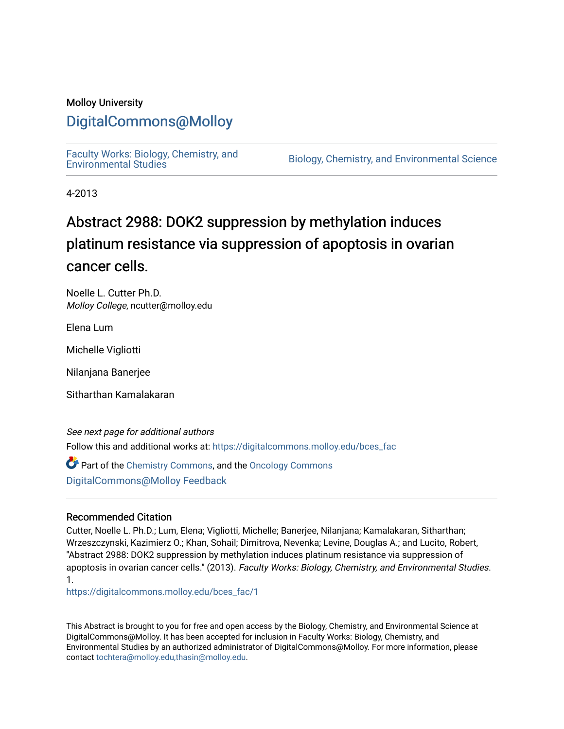Molloy University

# DigitalCommons@Molloy

Faculty Works: Biology, Chemistry, and Environmental Studies

Biology, Chemistry, and Environmental Science

4-2013

# Abstract 2988: DOK2 suppression by methylation induces platinum resistance via suppression of apoptosis in ovarian cancer cells.

Noelle L. Cutter Ph.D.
*Molloy College*, ncutter@molloy.edu

Elena Lum

Michelle Vigliotti

Nilanjana Banerjee

Sitharthan Kamalakaran

*See next page for additional authors*

Follow this and additional works at: https://digitalcommons.molloy.edu/bces_fac

Part of the Chemistry Commons, and the Oncology Commons

DigitalCommons@Molloy Feedback

## Recommended Citation

Cutter, Noelle L. Ph.D.; Lum, Elena; Vigliotti, Michelle; Banerjee, Nilanjana; Kamalakaran, Sitharthan; Wrzeszczynski, Kazimierz O.; Khan, Sohail; Dimitrova, Nevenka; Levine, Douglas A.; and Lucito, Robert, "Abstract 2988: DOK2 suppression by methylation induces platinum resistance via suppression of apoptosis in ovarian cancer cells." (2013). *Faculty Works: Biology, Chemistry, and Environmental Studies*. 1.
https://digitalcommons.molloy.edu/bces_fac/1

This Abstract is brought to you for free and open access by the Biology, Chemistry, and Environmental Science at DigitalCommons@Molloy. It has been accepted for inclusion in Faculty Works: Biology, Chemistry, and Environmental Studies by an authorized administrator of DigitalCommons@Molloy. For more information, please contact tochtera@molloy.edu,thasin@molloy.edu.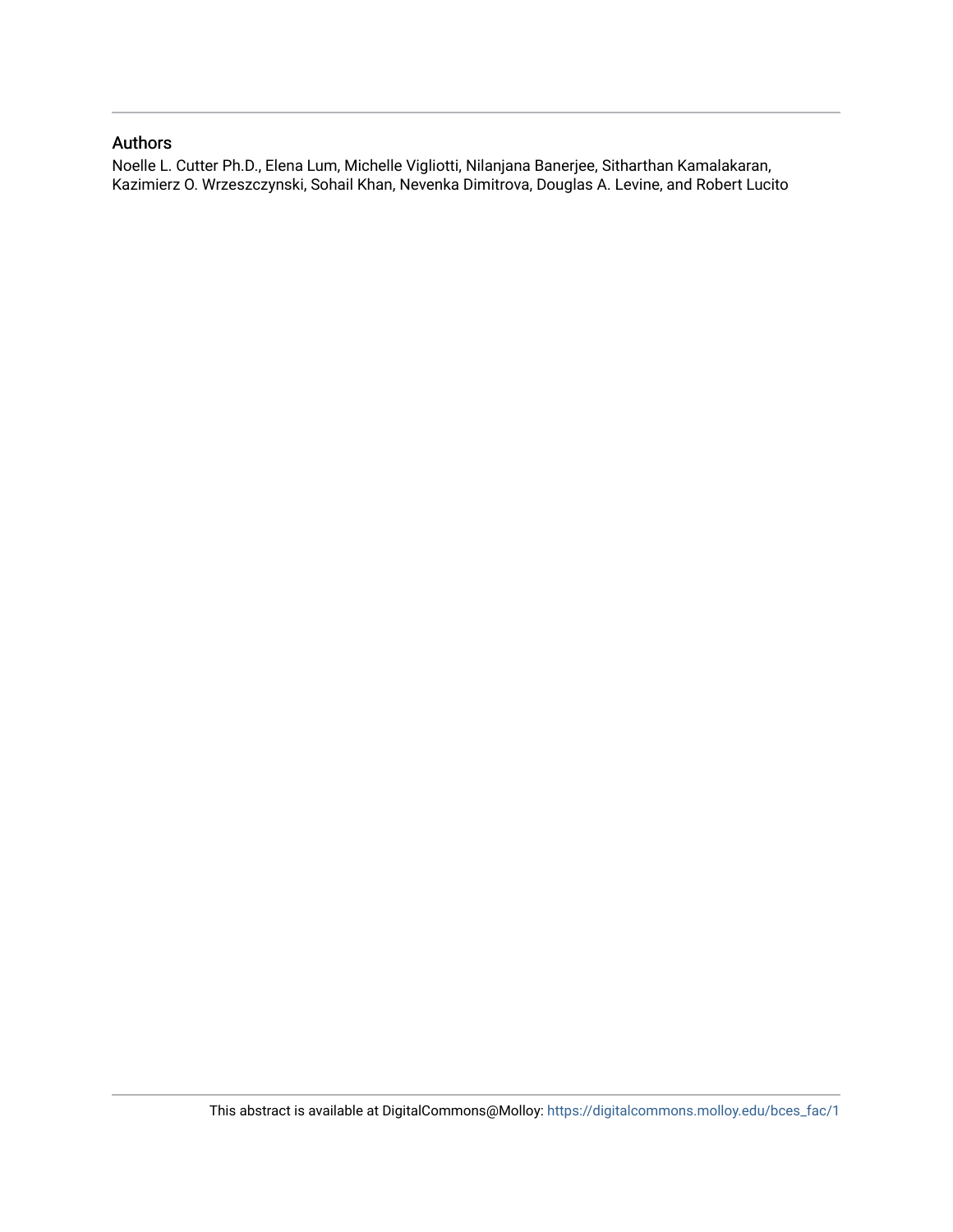## Authors

Noelle L. Cutter Ph.D., Elena Lum, Michelle Vigliotti, Nilanjana Banerjee, Sitharthan Kamalakaran, Kazimierz O. Wrzeszczynski, Sohail Khan, Nevenka Dimitrova, Douglas A. Levine, and Robert Lucito

This abstract is available at DigitalCommons@Molloy: https://digitalcommons.molloy.edu/bces_fac/1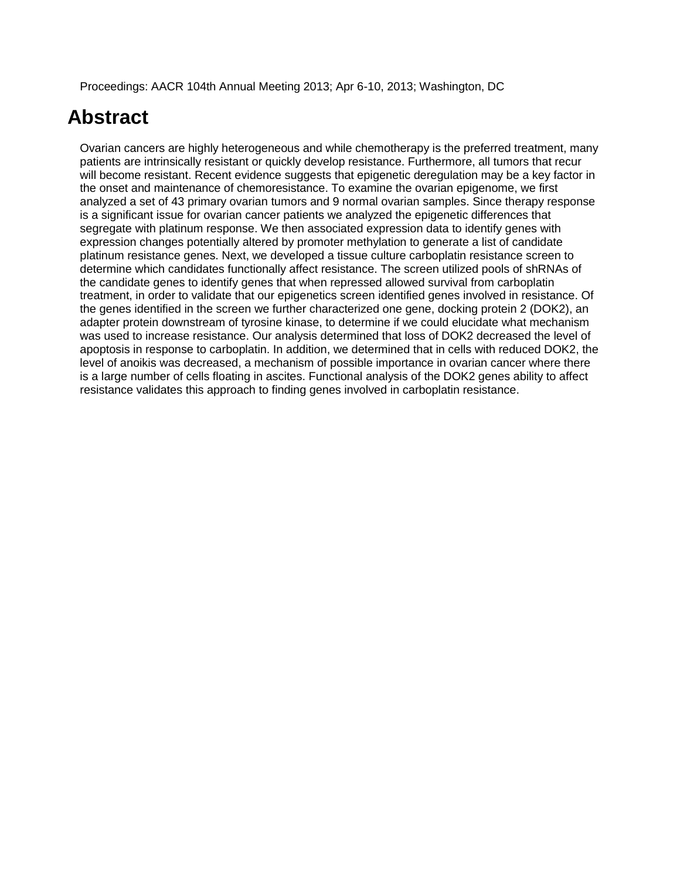Proceedings: AACR 104th Annual Meeting 2013; Apr 6-10, 2013; Washington, DC

# Abstract

Ovarian cancers are highly heterogeneous and while chemotherapy is the preferred treatment, many patients are intrinsically resistant or quickly develop resistance. Furthermore, all tumors that recur will become resistant. Recent evidence suggests that epigenetic deregulation may be a key factor in the onset and maintenance of chemoresistance. To examine the ovarian epigenome, we first analyzed a set of 43 primary ovarian tumors and 9 normal ovarian samples. Since therapy response is a significant issue for ovarian cancer patients we analyzed the epigenetic differences that segregate with platinum response. We then associated expression data to identify genes with expression changes potentially altered by promoter methylation to generate a list of candidate platinum resistance genes. Next, we developed a tissue culture carboplatin resistance screen to determine which candidates functionally affect resistance. The screen utilized pools of shRNAs of the candidate genes to identify genes that when repressed allowed survival from carboplatin treatment, in order to validate that our epigenetics screen identified genes involved in resistance. Of the genes identified in the screen we further characterized one gene, docking protein 2 (DOK2), an adapter protein downstream of tyrosine kinase, to determine if we could elucidate what mechanism was used to increase resistance. Our analysis determined that loss of DOK2 decreased the level of apoptosis in response to carboplatin. In addition, we determined that in cells with reduced DOK2, the level of anoikis was decreased, a mechanism of possible importance in ovarian cancer where there is a large number of cells floating in ascites. Functional analysis of the DOK2 genes ability to affect resistance validates this approach to finding genes involved in carboplatin resistance.